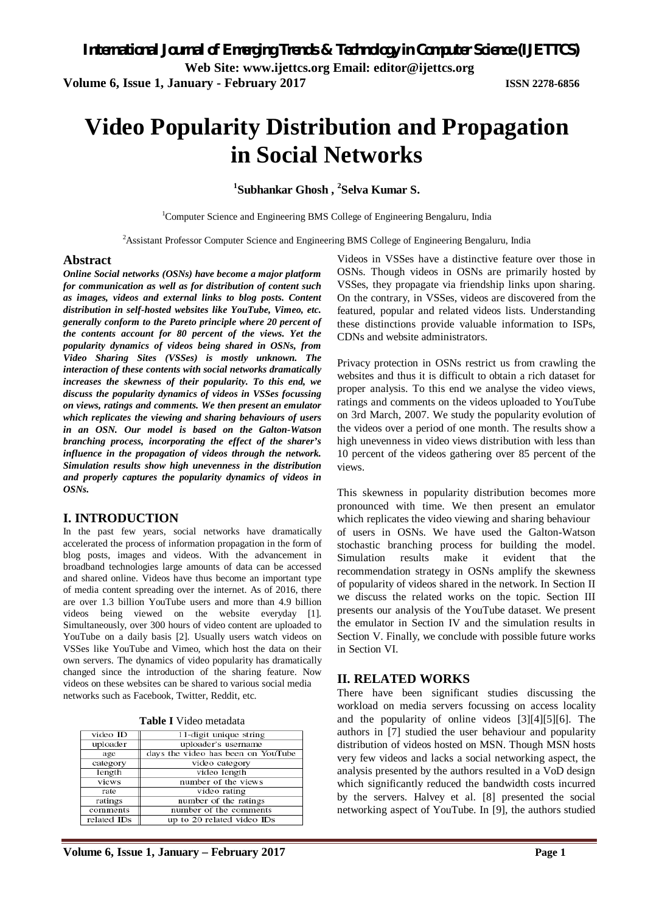# Video Popularity Distribution and Propagation in Social Networks

**[1]Subhankar Ghosh , [2]Selva Kumar S.**

[1]Computer Science and Engineering BMS College of Engineering Bengaluru, India

[2]Assistant Professor Computer Science and Engineering BMS College of Engineering Bengaluru, India

## Abstract

***Online Social networks (OSNs) have become a major platform for communication as well as for distribution of content such as images, videos and external links to blog posts. Content distribution in self-hosted websites like YouTube, Vimeo, etc. generally conform to the Pareto principle where 20 percent of the contents account for 80 percent of the views. Yet the popularity dynamics of videos being shared in OSNs, from Video Sharing Sites (VSSes) is mostly unknown. The interaction of these contents with social networks dramatically increases the skewness of their popularity. To this end, we discuss the popularity dynamics of videos in VSSes focussing on views, ratings and comments. We then present an emulator which replicates the viewing and sharing behaviours of users in an OSN. Our model is based on the Galton-Watson branching process, incorporating the effect of the sharer's influence in the propagation of videos through the network. Simulation results show high unevenness in the distribution and properly captures the popularity dynamics of videos in OSNs.***

## I. INTRODUCTION

In the past few years, social networks have dramatically accelerated the process of information propagation in the form of blog posts, images and videos. With the advancement in broadband technologies large amounts of data can be accessed and shared online. Videos have thus become an important type of media content spreading over the internet. As of 2016, there are over 1.3 billion YouTube users and more than 4.9 billion videos being viewed on the website everyday [1]. Simultaneously, over 300 hours of video content are uploaded to YouTube on a daily basis [2]. Usually users watch videos on VSSes like YouTube and Vimeo, which host the data on their own servers. The dynamics of video popularity has dramatically changed since the introduction of the sharing feature. Now videos on these websites can be shared to various social media networks such as Facebook, Twitter, Reddit, etc.

**Table I** Video metadata

| | |
|---|---|
| video ID | 11-digit unique string |
| uploader | uploader's username |
| age | days the video has been on YouTube |
| category | video category |
| length | video length |
| views | number of the views |
| rate | video rating |
| ratings | number of the ratings |
| comments | number of the comments |
| related IDs | up to 20 related video IDs |

Videos in VSSes have a distinctive feature over those in OSNs. Though videos in OSNs are primarily hosted by VSSes, they propagate via friendship links upon sharing. On the contrary, in VSSes, videos are discovered from the featured, popular and related videos lists. Understanding these distinctions provide valuable information to ISPs, CDNs and website administrators.

Privacy protection in OSNs restrict us from crawling the websites and thus it is difficult to obtain a rich dataset for proper analysis. To this end we analyse the video views, ratings and comments on the videos uploaded to YouTube on 3rd March, 2007. We study the popularity evolution of the videos over a period of one month. The results show a high unevenness in video views distribution with less than 10 percent of the videos gathering over 85 percent of the views.

This skewness in popularity distribution becomes more pronounced with time. We then present an emulator which replicates the video viewing and sharing behaviour of users in OSNs. We have used the Galton-Watson stochastic branching process for building the model. Simulation results make it evident that the recommendation strategy in OSNs amplify the skewness of popularity of videos shared in the network. In Section II we discuss the related works on the topic. Section III presents our analysis of the YouTube dataset. We present the emulator in Section IV and the simulation results in Section V. Finally, we conclude with possible future works in Section VI.

## II. RELATED WORKS

There have been significant studies discussing the workload on media servers focussing on access locality and the popularity of online videos [3][4][5][6]. The authors in [7] studied the user behaviour and popularity distribution of videos hosted on MSN. Though MSN hosts very few videos and lacks a social networking aspect, the analysis presented by the authors resulted in a VoD design which significantly reduced the bandwidth costs incurred by the servers. Halvey et al. [8] presented the social networking aspect of YouTube. In [9], the authors studied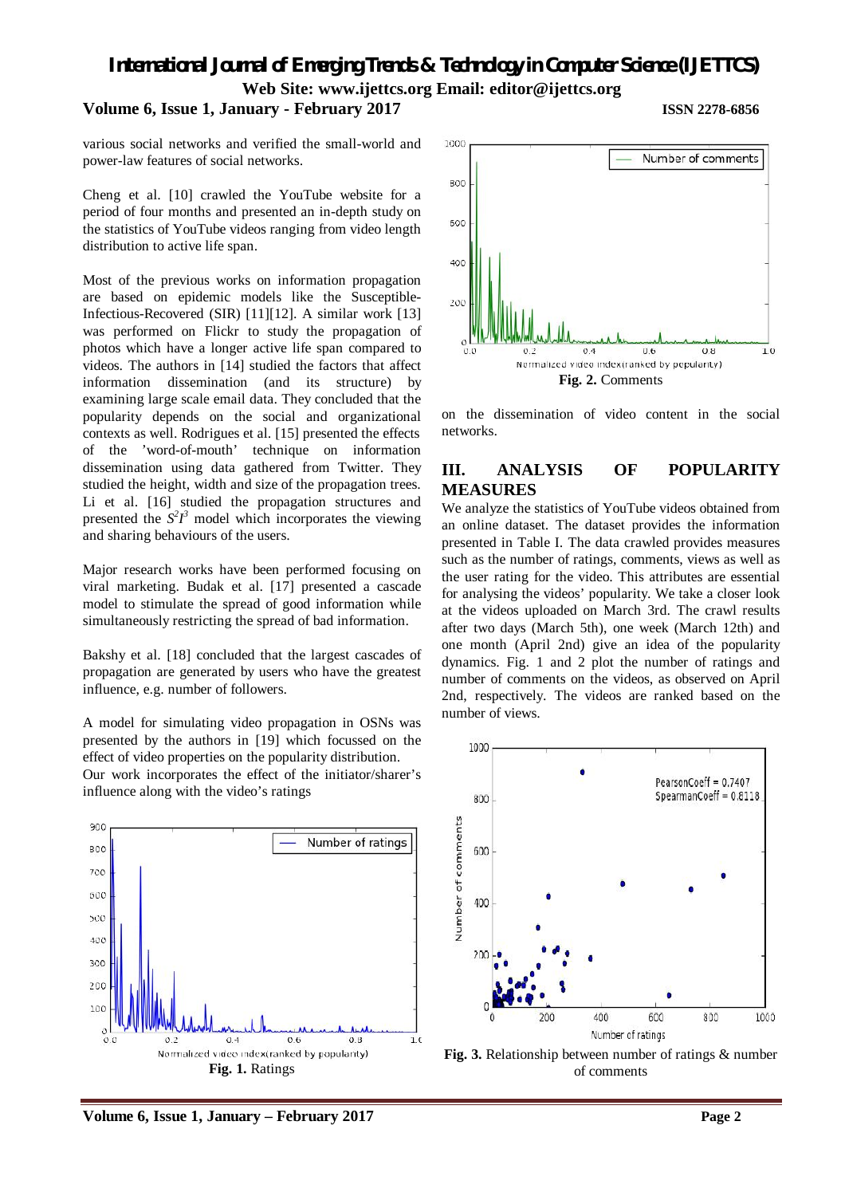various social networks and verified the small-world and power-law features of social networks.

Cheng et al. [10] crawled the YouTube website for a period of four months and presented an in-depth study on the statistics of YouTube videos ranging from video length distribution to active life span.

Most of the previous works on information propagation are based on epidemic models like the Susceptible-Infectious-Recovered (SIR) [11][12]. A similar work [13] was performed on Flickr to study the propagation of photos which have a longer active life span compared to videos. The authors in [14] studied the factors that affect information dissemination (and its structure) by examining large scale email data. They concluded that the popularity depends on the social and organizational contexts as well. Rodrigues et al. [15] presented the effects of the 'word-of-mouth' technique on information dissemination using data gathered from Twitter. They studied the height, width and size of the propagation trees. Li et al. [16] studied the propagation structures and presented the $S^2I^3$ model which incorporates the viewing and sharing behaviours of the users.

Major research works have been performed focusing on viral marketing. Budak et al. [17] presented a cascade model to stimulate the spread of good information while simultaneously restricting the spread of bad information.

Bakshy et al. [18] concluded that the largest cascades of propagation are generated by users who have the greatest influence, e.g. number of followers.

A model for simulating video propagation in OSNs was presented by the authors in [19] which focussed on the effect of video properties on the popularity distribution. Our work incorporates the effect of the initiator/sharer's influence along with the video's ratings

**Fig. 1.** Ratings

**Fig. 2.** Comments

on the dissemination of video content in the social networks.

## III. ANALYSIS OF POPULARITY MEASURES

We analyze the statistics of YouTube videos obtained from an online dataset. The dataset provides the information presented in Table I. The data crawled provides measures such as the number of ratings, comments, views as well as the user rating for the video. This attributes are essential for analysing the videos' popularity. We take a closer look at the videos uploaded on March 3rd. The crawl results after two days (March 5th), one week (March 12th) and one month (April 2nd) give an idea of the popularity dynamics. Fig. 1 and 2 plot the number of ratings and number of comments on the videos, as observed on April 2nd, respectively. The videos are ranked based on the number of views.

**Fig. 3.** Relationship between number of ratings & number of comments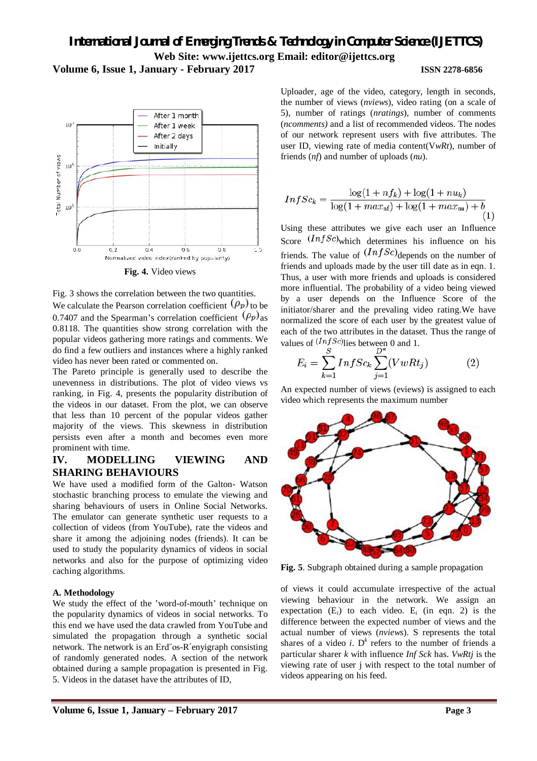Fig. 4. Video views

Fig. 3 shows the correlation between the two quantities. We calculate the Pearson correlation coefficient $(\rho_p)$ to be 0.7407 and the Spearman's correlation coefficient $(\rho_p)$ as 0.8118. The quantities show strong correlation with the popular videos gathering more ratings and comments. We do find a few outliers and instances where a highly ranked video has never been rated or commented on.

The Pareto principle is generally used to describe the unevenness in distributions. The plot of video views vs ranking, in Fig. 4, presents the popularity distribution of the videos in our dataset. From the plot, we can observe that less than 10 percent of the popular videos gather majority of the views. This skewness in distribution persists even after a month and becomes even more prominent with time.

## IV. MODELLING VIEWING AND SHARING BEHAVIOURS

We have used a modified form of the Galton- Watson stochastic branching process to emulate the viewing and sharing behaviours of users in Online Social Networks. The emulator can generate synthetic user requests to a collection of videos (from YouTube), rate the videos and share it among the adjoining nodes (friends). It can be used to study the popularity dynamics of videos in social networks and also for the purpose of optimizing video caching algorithms.

### A. Methodology

We study the effect of the 'word-of-mouth' technique on the popularity dynamics of videos in social networks. To this end we have used the data crawled from YouTube and simulated the propagation through a synthetic social network. The network is an Erd˝os-R´enyigraph consisting of randomly generated nodes. A section of the network obtained during a sample propagation is presented in Fig. 5. Videos in the dataset have the attributes of ID, Uploader, age of the video, category, length in seconds, the number of views (*nviews*), video rating (on a scale of 5), number of ratings (*nratings*), number of comments (*ncomments)* and a list of recommended videos. The nodes of our network represent users with five attributes. The user ID, viewing rate of media content(V*wRt*), number of friends (*nf*) and number of uploads (*nu*).

$$InfSc_k = \frac{\log(1+nf_k)+\log(1+nu_k)}{\log(1+max_{\text{nf}})+\log(1+max_{\text{nu}})+b} \quad (1)$$

Using these attributes we give each user an Influence Score $(InfSc)$which determines his influence on his friends. The value of $(InfSc)$depends on the number of friends and uploads made by the user till date as in eqn. 1. Thus, a user with more friends and uploads is considered more influential. The probability of a video being viewed by a user depends on the Influence Score of the initiator/sharer and the prevaling video rating.We have normalized the score of each user by the greatest value of each of the two attributes in the dataset. Thus the range of values of $(InfSc)$lies between 0 and 1.

$$E_i = \sum_{k=1}^{S} InfSc_k \sum_{j=1}^{D^k}(VwRt_j) \quad (2)$$

An expected number of views (eviews) is assigned to each video which represents the maximum number

Fig. 5. Subgraph obtained during a sample propagation

of views it could accumulate irrespective of the actual viewing behaviour in the network. We assign an expectation ($E_i$) to each video. $E_i$ (in eqn. 2) is the difference between the expected number of views and the actual number of views (*nviews*). S represents the total shares of a video *i*. $D^k$ refers to the number of friends a particular sharer *k* with influence *Inf Sck* has. *VwRtj* is the viewing rate of user j with respect to the total number of videos appearing on his feed.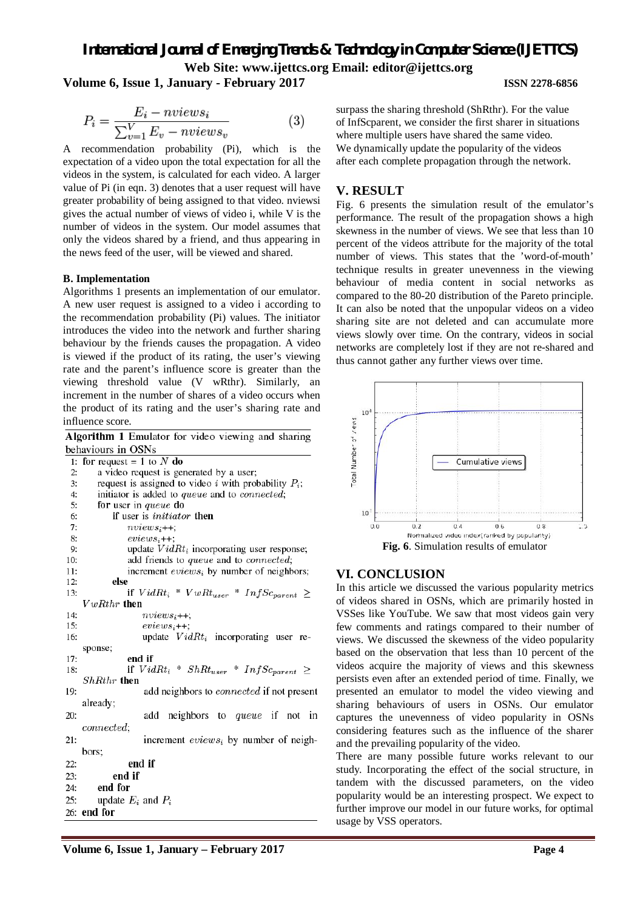$$P_i = \frac{E_i - nviews_i}{\sum_{v=1}^{V} E_v - nviews_v} \quad (3)$$

A recommendation probability (Pi), which is the expectation of a video upon the total expectation for all the videos in the system, is calculated for each video. A larger value of Pi (in eqn. 3) denotes that a user request will have greater probability of being assigned to that video. nviewsi gives the actual number of views of video i, while V is the number of videos in the system. Our model assumes that only the videos shared by a friend, and thus appearing in the news feed of the user, will be viewed and shared.

### B. Implementation

Algorithms 1 presents an implementation of our emulator. A new user request is assigned to a video i according to the recommendation probability (Pi) values. The initiator introduces the video into the network and further sharing behaviour by the friends causes the propagation. A video is viewed if the product of its rating, the user's viewing rate and the parent's influence score is greater than the viewing threshold value (V wRthr). Similarly, an increment in the number of shares of a video occurs when the product of its rating and the user's sharing rate and influence score.

**Algorithm 1** Emulator for video viewing and sharing behaviours in OSNs

```
1:  for request = 1 to N do
2:      a video request is generated by a user;
3:      request is assigned to video i with probability P_i;
4:      initiator is added to queue and to connected;
5:      for user in queue do
6:          if user is initiator then
7:              nviews_i++;
8:              eviews_i++;
9:              update VidRt_i incorporating user response;
10:             add friends to queue and to connected;
11:             increment eviews_i by number of neighbors;
12:         else
13:             if VidRt_i * VwRt_user * InfSc_parent ≥ VwRthr then
14:                 nviews_i++;
15:                 eviews_i++;
16:                 update VidRt_i incorporating user response;
17:             end if
18:             if VidRt_i * ShRt_user * InfSc_parent ≥ ShRthr then
19:                 add neighbors to connected if not present already;
20:                 add neighbors to queue if not in connected;
21:                 increment eviews_i by number of neighbors;
22:             end if
23:         end if
24:     end for
25:     update E_i and P_i
26: end for
```

surpass the sharing threshold (ShRthr). For the value of InfScparent, we consider the first sharer in situations where multiple users have shared the same video. We dynamically update the popularity of the videos after each complete propagation through the network.

## V. RESULT

Fig. 6 presents the simulation result of the emulator's performance. The result of the propagation shows a high skewness in the number of views. We see that less than 10 percent of the videos attribute for the majority of the total number of views. This states that the 'word-of-mouth' technique results in greater unevenness in the viewing behaviour of media content in social networks as compared to the 80-20 distribution of the Pareto principle. It can also be noted that the unpopular videos on a video sharing site are not deleted and can accumulate more views slowly over time. On the contrary, videos in social networks are completely lost if they are not re-shared and thus cannot gather any further views over time.

**Fig. 6**. Simulation results of emulator

## VI. CONCLUSION

In this article we discussed the various popularity metrics of videos shared in OSNs, which are primarily hosted in VSSes like YouTube. We saw that most videos gain very few comments and ratings compared to their number of views. We discussed the skewness of the video popularity based on the observation that less than 10 percent of the videos acquire the majority of views and this skewness persists even after an extended period of time. Finally, we presented an emulator to model the video viewing and sharing behaviours of users in OSNs. Our emulator captures the unevenness of video popularity in OSNs considering features such as the influence of the sharer and the prevailing popularity of the video.

There are many possible future works relevant to our study. Incorporating the effect of the social structure, in tandem with the discussed parameters, on the video popularity would be an interesting prospect. We expect to further improve our model in our future works, for optimal usage by VSS operators.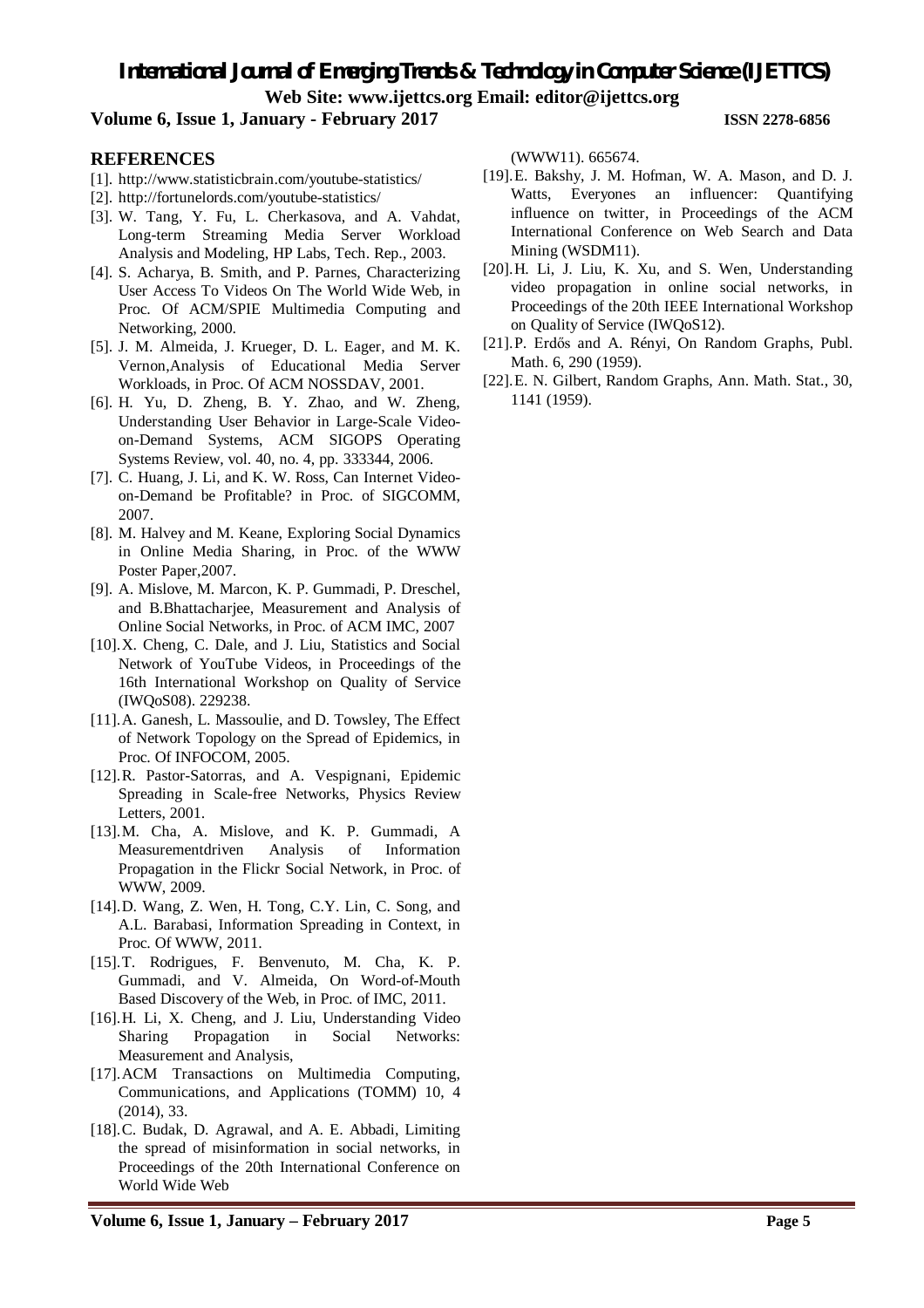## REFERENCES

[1]. http://www.statisticbrain.com/youtube-statistics/

[2]. http://fortunelords.com/youtube-statistics/

[3]. W. Tang, Y. Fu, L. Cherkasova, and A. Vahdat, Long-term Streaming Media Server Workload Analysis and Modeling, HP Labs, Tech. Rep., 2003.

[4]. S. Acharya, B. Smith, and P. Parnes, Characterizing User Access To Videos On The World Wide Web, in Proc. Of ACM/SPIE Multimedia Computing and Networking, 2000.

[5]. J. M. Almeida, J. Krueger, D. L. Eager, and M. K. Vernon,Analysis of Educational Media Server Workloads, in Proc. Of ACM NOSSDAV, 2001.

[6]. H. Yu, D. Zheng, B. Y. Zhao, and W. Zheng, Understanding User Behavior in Large-Scale Video-on-Demand Systems, ACM SIGOPS Operating Systems Review, vol. 40, no. 4, pp. 333344, 2006.

[7]. C. Huang, J. Li, and K. W. Ross, Can Internet Video-on-Demand be Profitable? in Proc. of SIGCOMM, 2007.

[8]. M. Halvey and M. Keane, Exploring Social Dynamics in Online Media Sharing, in Proc. of the WWW Poster Paper,2007.

[9]. A. Mislove, M. Marcon, K. P. Gummadi, P. Dreschel, and B.Bhattacharjee, Measurement and Analysis of Online Social Networks, in Proc. of ACM IMC, 2007

[10]. X. Cheng, C. Dale, and J. Liu, Statistics and Social Network of YouTube Videos, in Proceedings of the 16th International Workshop on Quality of Service (IWQoS08). 229238.

[11]. A. Ganesh, L. Massoulie, and D. Towsley, The Effect of Network Topology on the Spread of Epidemics, in Proc. Of INFOCOM, 2005.

[12]. R. Pastor-Satorras, and A. Vespignani, Epidemic Spreading in Scale-free Networks, Physics Review Letters, 2001.

[13]. M. Cha, A. Mislove, and K. P. Gummadi, A Measurementdriven Analysis of Information Propagation in the Flickr Social Network, in Proc. of WWW, 2009.

[14]. D. Wang, Z. Wen, H. Tong, C.Y. Lin, C. Song, and A.L. Barabasi, Information Spreading in Context, in Proc. Of WWW, 2011.

[15]. T. Rodrigues, F. Benvenuto, M. Cha, K. P. Gummadi, and V. Almeida, On Word-of-Mouth Based Discovery of the Web, in Proc. of IMC, 2011.

[16]. H. Li, X. Cheng, and J. Liu, Understanding Video Sharing Propagation in Social Networks: Measurement and Analysis,

[17]. ACM Transactions on Multimedia Computing, Communications, and Applications (TOMM) 10, 4 (2014), 33.

[18]. C. Budak, D. Agrawal, and A. E. Abbadi, Limiting the spread of misinformation in social networks, in Proceedings of the 20th International Conference on World Wide Web (WWW11). 665674.

[19]. E. Bakshy, J. M. Hofman, W. A. Mason, and D. J. Watts, Everyones an influencer: Quantifying influence on twitter, in Proceedings of the ACM International Conference on Web Search and Data Mining (WSDM11).

[20]. H. Li, J. Liu, K. Xu, and S. Wen, Understanding video propagation in online social networks, in Proceedings of the 20th IEEE International Workshop on Quality of Service (IWQoS12).

[21]. P. Erdős and A. Rényi, On Random Graphs, Publ. Math. 6, 290 (1959).

[22]. E. N. Gilbert, Random Graphs, Ann. Math. Stat., 30, 1141 (1959).